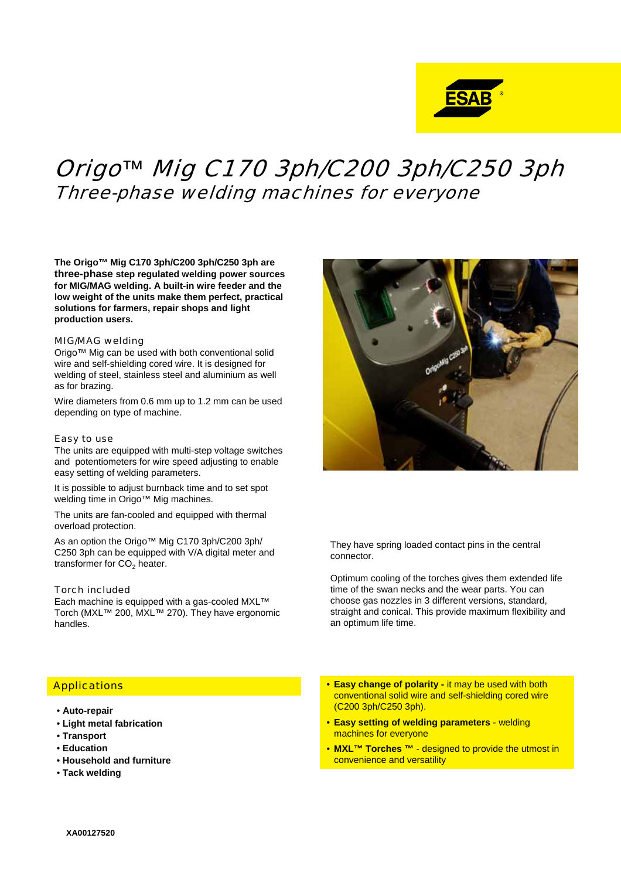# Origo™ Mig C170 3ph/C200 3ph/C250 3ph

## Three-phase welding machines for everyone

**The Origo™ Mig C170 3ph/C200 3ph/C250 3ph are three-phase step regulated welding power sources for MIG/MAG welding. A built-in wire feeder and the low weight of the units make them perfect, practical solutions for farmers, repair shops and light production users.**

### MIG/MAG welding

Origo™ Mig can be used with both conventional solid wire and self-shielding cored wire. It is designed for welding of steel, stainless steel and aluminium as well as for brazing.

Wire diameters from 0.6 mm up to 1.2 mm can be used depending on type of machine.

### Easy to use

The units are equipped with multi-step voltage switches and potentiometers for wire speed adjusting to enable easy setting of welding parameters.

It is possible to adjust burnback time and to set spot welding time in Origo™ Mig machines.

The units are fan-cooled and equipped with thermal overload protection.

As an option the Origo™ Mig C170 3ph/C200 3ph/C250 3ph can be equipped with V/A digital meter and transformer for $CO_2$ heater.

### Torch included

Each machine is equipped with a gas-cooled MXL™ Torch (MXL™ 200, MXL™ 270). They have ergonomic handles.

They have spring loaded contact pins in the central connector.

Optimum cooling of the torches gives them extended life time of the swan necks and the wear parts. You can choose gas nozzles in 3 different versions, standard, straight and conical. This provide maximum flexibility and an optimum life time.

### Applications

- **Auto-repair**
- **Light metal fabrication**
- **Transport**
- **Education**
- **Household and furniture**
- **Tack welding**

- **Easy change of polarity -** it may be used with both conventional solid wire and self-shielding cored wire (C200 3ph/C250 3ph).
- **Easy setting of welding parameters** - welding machines for everyone
- **MXL™ Torches ™** - designed to provide the utmost in convenience and versatility

**XA00127520**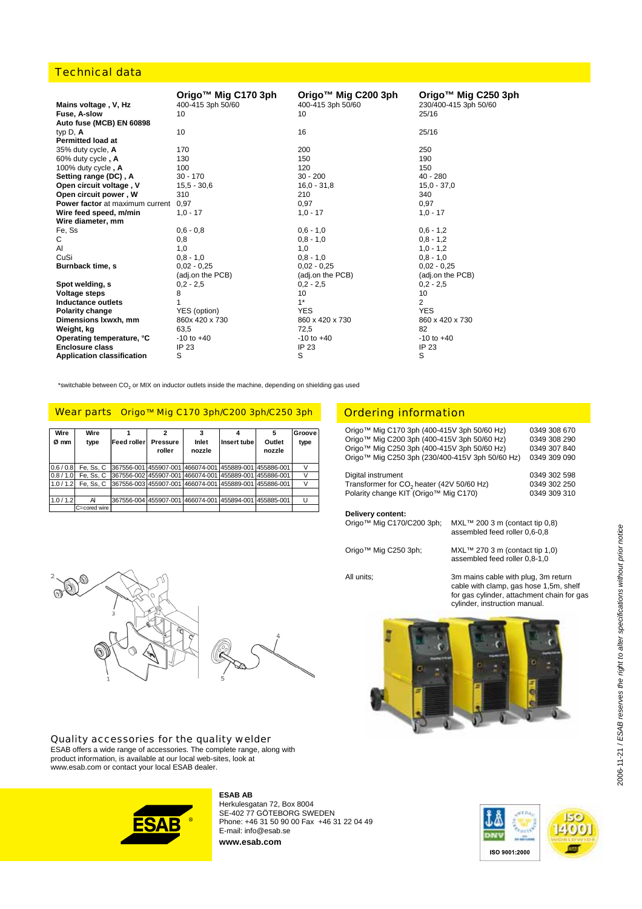## Technical data

| | Origo™ Mig C170 3ph | Origo™ Mig C200 3ph | Origo™ Mig C250 3ph |
|---|---|---|---|
| **Mains voltage , V, Hz** | 400-415 3ph 50/60 | 400-415 3ph 50/60 | 230/400-415 3ph 50/60 |
| **Fuse, A-slow** | 10 | 10 | 25/16 |
| **Auto fuse (MCB) EN 60898** | | | |
| typ D, **A** | 10 | 16 | 25/16 |
| **Permitted load at** | | | |
| 35% duty cycle, **A** | 170 | 200 | 250 |
| 60% duty cycle **, A** | 130 | 150 | 190 |
| 100% duty cycle **, A** | 100 | 120 | 150 |
| **Setting range (DC) , A** | 30 - 170 | 30 - 200 | 40 - 280 |
| **Open circuit voltage , V** | 15,5 - 30,6 | 16,0 - 31,8 | 15,0 - 37,0 |
| **Open circuit power , W** | 310 | 210 | 340 |
| **Power factor** at maximum current | 0,97 | 0,97 | 0,97 |
| **Wire feed speed, m/min** | 1,0 - 17 | 1,0 - 17 | 1,0 - 17 |
| **Wire diameter, mm** | | | |
| Fe, Ss | 0,6 - 0,8 | 0,6 - 1,0 | 0,6 - 1,2 |
| C | 0,8 | 0,8 - 1,0 | 0,8 - 1,2 |
| Al | 1,0 | 1,0 | 1,0 - 1,2 |
| CuSi | 0,8 - 1,0 | 0,8 - 1,0 | 0,8 - 1,0 |
| **Burnback time, s** | 0,02 - 0,25 (adj.on the PCB) | 0,02 - 0,25 (adj.on the PCB) | 0,02 - 0,25 (adj.on the PCB) |
| **Spot welding, s** | 0,2 - 2,5 | 0,2 - 2,5 | 0,2 - 2,5 |
| **Voltage steps** | 8 | 10 | 10 |
| **Inductance outlets** | 1 | 1* | 2 |
| **Polarity change** | YES (option) | YES | YES |
| **Dimensions lxwxh, mm** | 860x 420 x 730 | 860 x 420 x 730 | 860 x 420 x 730 |
| **Weight, kg** | 63,5 | 72,5 | 82 |
| **Operating temperature, °C** | -10 to +40 | -10 to +40 | -10 to +40 |
| **Enclosure class** | IP 23 | IP 23 | IP 23 |
| **Application classification** | S | S | S |

*switchable between $CO_2$ or MIX on inductor outlets inside the machine, depending on shielding gas used

## Wear parts Origo™ Mig C170 3ph/C200 3ph/C250 3ph

| Wire Ø mm | Wire type | 1 Feed roller | 2 Pressure roller | 3 Inlet nozzle | 4 Insert tube | 5 Outlet nozzle | Groove type |
|---|---|---|---|---|---|---|---|
| 0.6 / 0.8 | Fe, Ss, C | 367556-001 | 455907-001 | 466074-001 | 455889-001 | 455886-001 | V |
| 0.8 / 1.0 | Fe, Ss, C | 367556-002 | 455907-001 | 466074-001 | 455889-001 | 455886-001 | V |
| 1.0 / 1.2 | Fe, Ss, C | 367556-003 | 455907-001 | 466074-001 | 455889-001 | 455886-001 | V |
| 1.0 / 1.2 | Al | 367556-004 | 455907-001 | 466074-001 | 455894-001 | 455885-001 | U |
| | C=cored wire | | | | | | |

## Ordering information

| | |
|---|---|
| Origo™ Mig C170 3ph (400-415V 3ph 50/60 Hz) | 0349 308 670 |
| Origo™ Mig C200 3ph (400-415V 3ph 50/60 Hz) | 0349 308 290 |
| Origo™ Mig C250 3ph (400-415V 3ph 50/60 Hz) | 0349 307 840 |
| Origo™ Mig C250 3ph (230/400-415V 3ph 50/60 Hz) | 0349 309 090 |
| Digital instrument | 0349 302 598 |
| Transformer for $CO_2$ heater (42V 50/60 Hz) | 0349 302 250 |
| Polarity change KIT (Origo™ Mig C170) | 0349 309 310 |

**Delivery content:**

Origo™ Mig C170/C200 3ph; MXL™ 200 3 m (contact tip 0,8) assembled feed roller 0,6-0,8

Origo™ Mig C250 3ph; MXL™ 270 3 m (contact tip 1,0) assembled feed roller 0,8-1,0

All units; 3m mains cable with plug, 3m return cable with clamp, gas hose 1,5m, shelf for gas cylinder, attachment chain for gas cylinder, instruction manual.

## Quality accessories for the quality welder

ESAB offers a wide range of accessories. The complete range, along with product information, is available at our local web-sites, look at www.esab.com or contact your local ESAB dealer.

**ESAB AB**
Herkulesgatan 72, Box 8004
SE-402 77 GÖTEBORG SWEDEN
Phone: +46 31 50 90 00 Fax +46 31 22 04 49
E-mail: info@esab.se
**www.esab.com**

ISO 9001:2000

*2006-11-21 / ESAB reserves the right to alter specifications without prior notice*